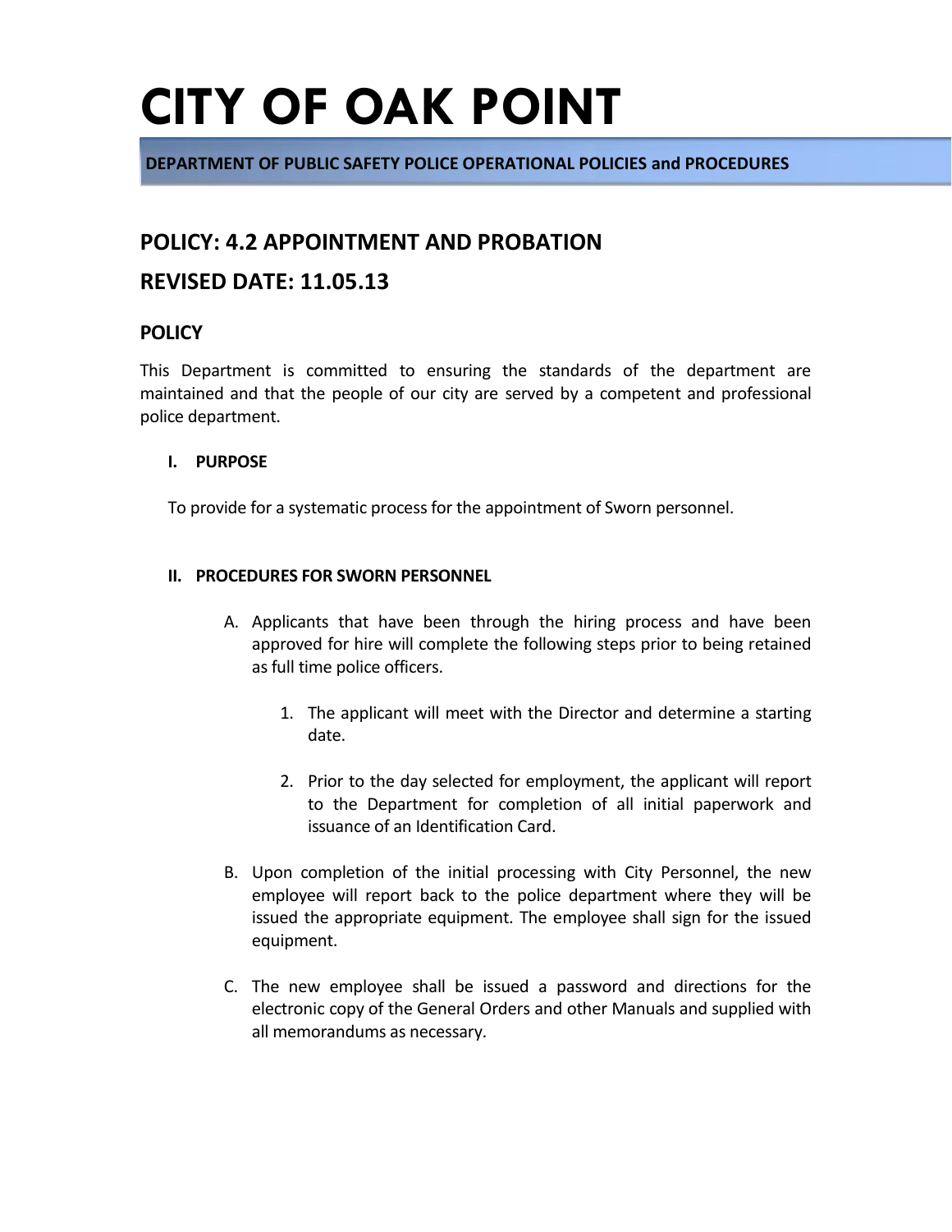# CITY OF OAK POINT

**DEPARTMENT OF PUBLIC SAFETY POLICE OPERATIONAL POLICIES and PROCEDURES**

## POLICY: 4.2 APPOINTMENT AND PROBATION

## REVISED DATE: 11.05.13

### POLICY

This Department is committed to ensuring the standards of the department are maintained and that the people of our city are served by a competent and professional police department.

#### I. PURPOSE

To provide for a systematic process for the appointment of Sworn personnel.

#### II. PROCEDURES FOR SWORN PERSONNEL

A. Applicants that have been through the hiring process and have been approved for hire will complete the following steps prior to being retained as full time police officers.

   1. The applicant will meet with the Director and determine a starting date.

   2. Prior to the day selected for employment, the applicant will report to the Department for completion of all initial paperwork and issuance of an Identification Card.

B. Upon completion of the initial processing with City Personnel, the new employee will report back to the police department where they will be issued the appropriate equipment. The employee shall sign for the issued equipment.

C. The new employee shall be issued a password and directions for the electronic copy of the General Orders and other Manuals and supplied with all memorandums as necessary.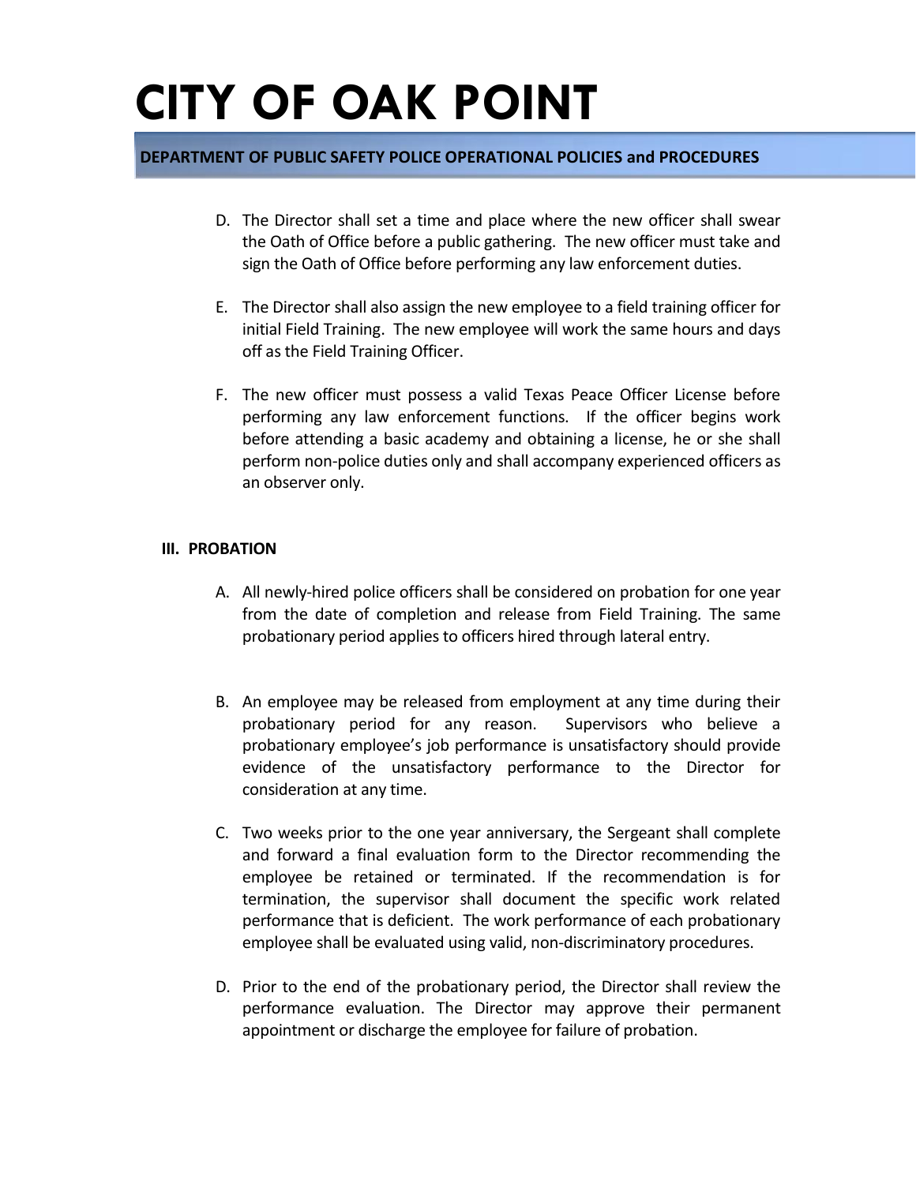D. The Director shall set a time and place where the new officer shall swear the Oath of Office before a public gathering. The new officer must take and sign the Oath of Office before performing any law enforcement duties.

E. The Director shall also assign the new employee to a field training officer for initial Field Training. The new employee will work the same hours and days off as the Field Training Officer.

F. The new officer must possess a valid Texas Peace Officer License before performing any law enforcement functions. If the officer begins work before attending a basic academy and obtaining a license, he or she shall perform non-police duties only and shall accompany experienced officers as an observer only.

### III. PROBATION

A. All newly-hired police officers shall be considered on probation for one year from the date of completion and release from Field Training. The same probationary period applies to officers hired through lateral entry.

B. An employee may be released from employment at any time during their probationary period for any reason. Supervisors who believe a probationary employee's job performance is unsatisfactory should provide evidence of the unsatisfactory performance to the Director for consideration at any time.

C. Two weeks prior to the one year anniversary, the Sergeant shall complete and forward a final evaluation form to the Director recommending the employee be retained or terminated. If the recommendation is for termination, the supervisor shall document the specific work related performance that is deficient. The work performance of each probationary employee shall be evaluated using valid, non-discriminatory procedures.

D. Prior to the end of the probationary period, the Director shall review the performance evaluation. The Director may approve their permanent appointment or discharge the employee for failure of probation.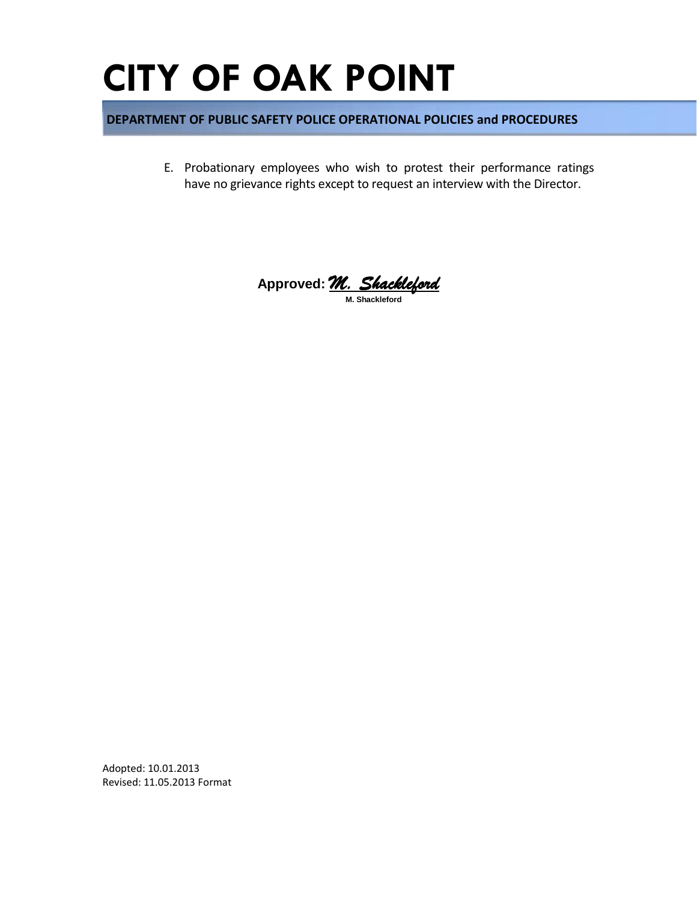E. Probationary employees who wish to protest their performance ratings have no grievance rights except to request an interview with the Director.

**Approved:** *M. Shackleford*
**M. Shackleford**

Adopted: 10.01.2013
Revised: 11.05.2013 Format